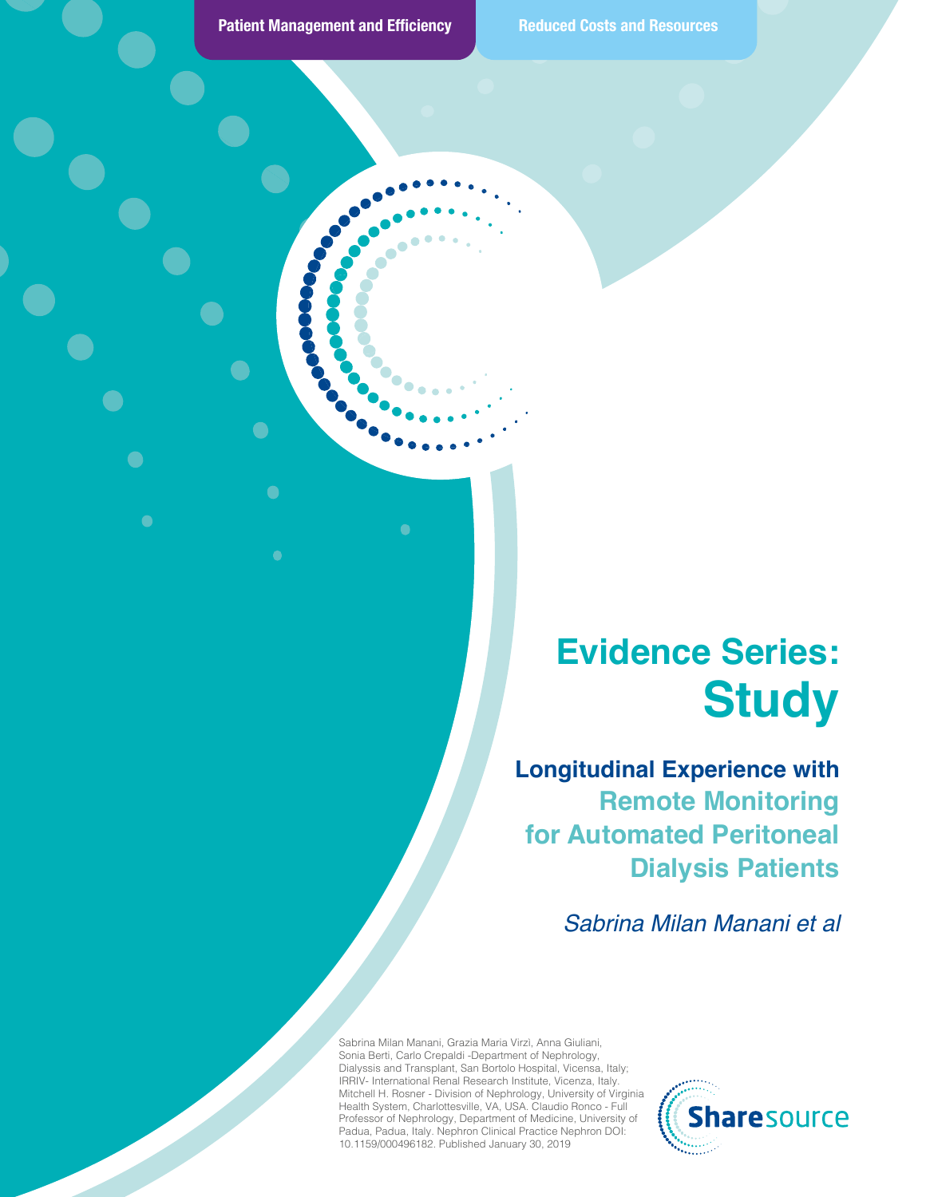**Patient Management and Efficiency** | **Reduced Costs and Resources**

# Evidence Series: Study

## Longitudinal Experience with Remote Monitoring for Automated Peritoneal Dialysis Patients

*Sabrina Milan Manani et al*

Sabrina Milan Manani, Grazia Maria Virzì, Anna Giuliani, Sonia Berti, Carlo Crepaldi -Department of Nephrology, Dialyssis and Transplant, San Bortolo Hospital, Vicensa, Italy; IRRIV- International Renal Research Institute, Vicenza, Italy. Mitchell H. Rosner - Division of Nephrology, University of Virginia Health System, Charlottesville, VA, USA. Claudio Ronco - Full Professor of Nephrology, Department of Medicine, University of Padua, Padua, Italy. Nephron Clinical Practice Nephron DOI: 10.1159/000496182. Published January 30, 2019

Sharesource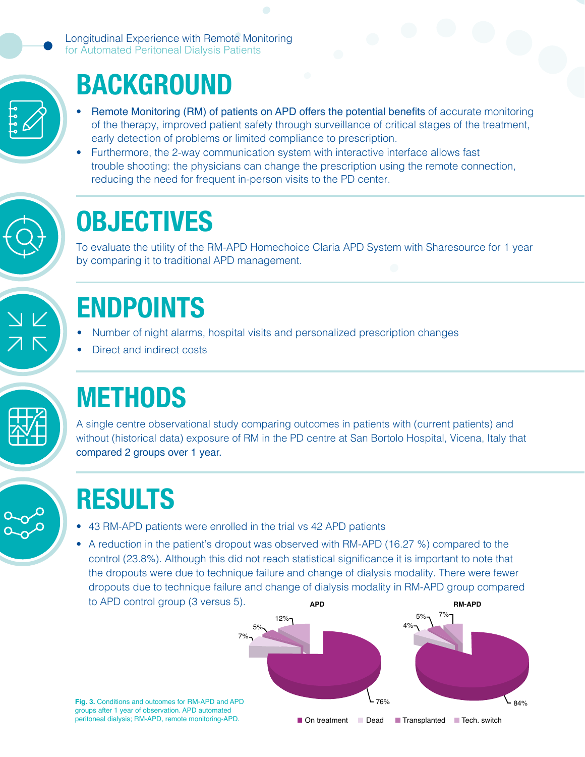Longitudinal Experience with Remote Monitoring for Automated Peritoneal Dialysis Patients

# BACKGROUND

- Remote Monitoring (RM) of patients on APD offers the potential benefits of accurate monitoring of the therapy, improved patient safety through surveillance of critical stages of the treatment, early detection of problems or limited compliance to prescription.
- Furthermore, the 2-way communication system with interactive interface allows fast trouble shooting: the physicians can change the prescription using the remote connection, reducing the need for frequent in-person visits to the PD center.

# OBJECTIVES

To evaluate the utility of the RM-APD Homechoice Claria APD System with Sharesource for 1 year by comparing it to traditional APD management.

# ENDPOINTS

- Number of night alarms, hospital visits and personalized prescription changes
- Direct and indirect costs

# METHODS

A single centre observational study comparing outcomes in patients with (current patients) and without (historical data) exposure of RM in the PD centre at San Bortolo Hospital, Vicena, Italy that compared 2 groups over 1 year.

# RESULTS

- 43 RM-APD patients were enrolled in the trial vs 42 APD patients
- A reduction in the patient's dropout was observed with RM-APD (16.27 %) compared to the control (23.8%). Although this did not reach statistical significance it is important to note that the dropouts were due to technique failure and change of dialysis modality. There were fewer dropouts due to technique failure and change of dialysis modality in RM-APD group compared to APD control group (3 versus 5).

| | APD | RM-APD |
|---|---|---|
| On treatment | 76% | 84% |
| Dead | 7% | 4% |
| Transplanted | 5% | 5% |
| Tech. switch | 12% | 7% |

**Fig. 3.** Conditions and outcomes for RM-APD and APD groups after 1 year of observation. APD automated peritoneal dialysis; RM-APD, remote monitoring-APD.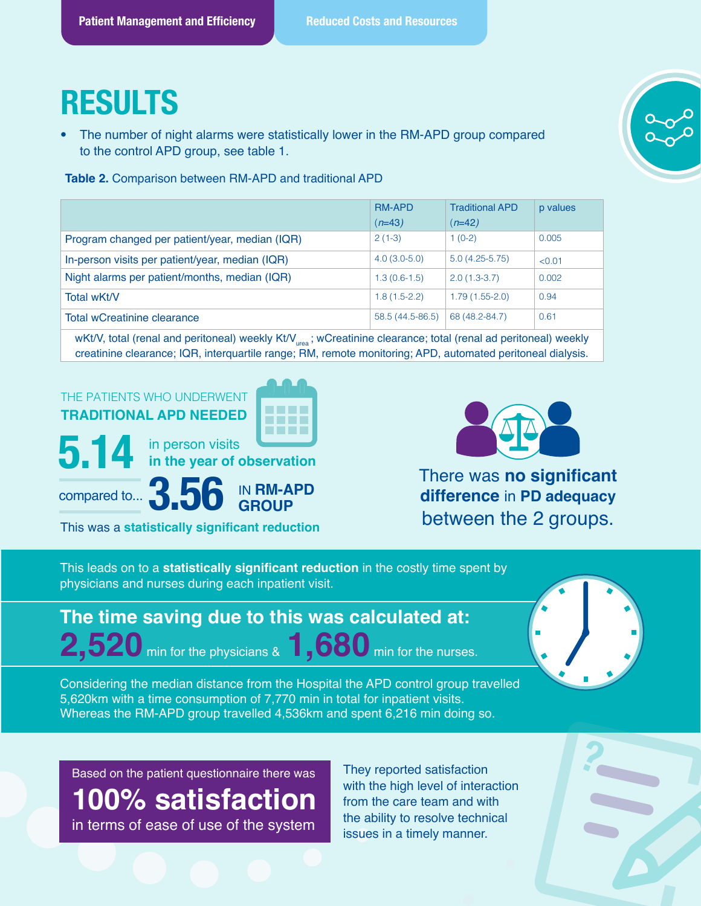Patient Management and Efficiency | Reduced Costs and Resources

# RESULTS

- The number of night alarms were statistically lower in the RM-APD group compared to the control APD group, see table 1.

**Table 2.** Comparison between RM-APD and traditional APD

| | RM-APD (*n*=43) | Traditional APD (*n*=42) | p values |
|---|---|---|---|
| Program changed per patient/year, median (IQR) | 2 (1-3) | 1 (0-2) | 0.005 |
| In-person visits per patient/year, median (IQR) | 4.0 (3.0-5.0) | 5.0 (4.25-5.75) | <0.01 |
| Night alarms per patient/months, median (IQR) | 1.3 (0.6-1.5) | 2.0 (1.3-3.7) | 0.002 |
| Total wKt/V | 1.8 (1.5-2.2) | 1.79 (1.55-2.0) | 0.94 |
| Total wCreatinine clearance | 58.5 (44.5-86.5) | 68 (48.2-84.7) | 0.61 |

wKt/V, total (renal and peritoneal) weekly $Kt/V_{urea}$; wCreatinine clearance; total (renal ad peritoneal) weekly creatinine clearance; IQR, interquartile range; RM, remote monitoring; APD, automated peritoneal dialysis.

THE PATIENTS WHO UNDERWENT **TRADITIONAL APD NEEDED**

**5.14** in person visits **in the year of observation**

compared to... **3.56** IN **RM-APD GROUP**

This was a **statistically significant reduction**

There was **no significant difference** in **PD adequacy** between the 2 groups.

This leads on to a **statistically significant reduction** in the costly time spent by physicians and nurses during each inpatient visit.

## The time saving due to this was calculated at:

**2,520** min for the physicians & **1,680** min for the nurses.

Considering the median distance from the Hospital the APD control group travelled 5,620km with a time consumption of 7,770 min in total for inpatient visits. Whereas the RM-APD group travelled 4,536km and spent 6,216 min doing so.

Based on the patient questionnaire there was **100% satisfaction** in terms of ease of use of the system

They reported satisfaction with the high level of interaction from the care team and with the ability to resolve technical issues in a timely manner.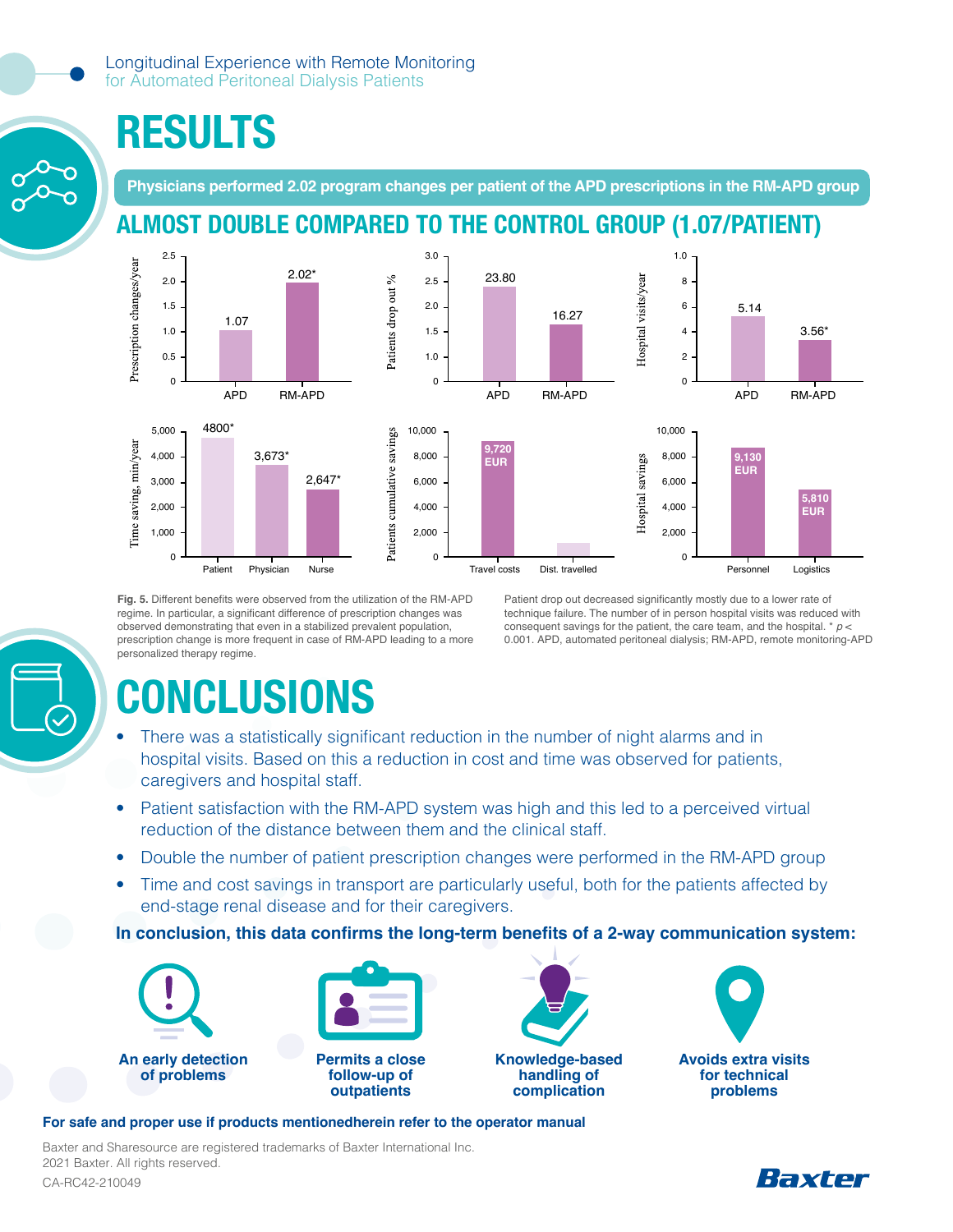Longitudinal Experience with Remote Monitoring
for Automated Peritoneal Dialysis Patients

# RESULTS

**Physicians performed 2.02 program changes per patient of the APD prescriptions in the RM-APD group**

## ALMOST DOUBLE COMPARED TO THE CONTROL GROUP (1.07/PATIENT)

Prescription changes/year
2.5
2.0
1.5
1.0
0.5
0
1.07
2.02*
APD
RM-APD

Patients drop out %
3.0
2.5
2.0
1.5
1.0
0
23.80
16.27
APD
RM-APD

Hospital visits/year
1.0
8
6
4
2
0
5.14
3.56*
APD
RM-APD

Time saving, min/year
5,000
4,000
3,000
2,000
1,000
0
4800*
3,673*
2,647*
Patient
Physician
Nurse

Patients cumulative savings
10,000
8,000
6,000
4,000
2,000
0
9,720 EUR
Travel costs
Dist. travelled

Hospital savings
10,000
8,000
6,000
4,000
2,000
0
9,130 EUR
5,810 EUR
Personnel
Logistics

**Fig. 5.** Different benefits were observed from the utilization of the RM-APD regime. In particular, a significant difference of prescription changes was observed demonstrating that even in a stabilized prevalent population, prescription change is more frequent in case of RM-APD leading to a more personalized therapy regime. Patient drop out decreased significantly mostly due to a lower rate of technique failure. The number of in person hospital visits was reduced with consequent savings for the patient, the care team, and the hospital. * $p < 0.001$. APD, automated peritoneal dialysis; RM-APD, remote monitoring-APD

# CONCLUSIONS

- There was a statistically significant reduction in the number of night alarms and in hospital visits. Based on this a reduction in cost and time was observed for patients, caregivers and hospital staff.
- Patient satisfaction with the RM-APD system was high and this led to a perceived virtual reduction of the distance between them and the clinical staff.
- Double the number of patient prescription changes were performed in the RM-APD group
- Time and cost savings in transport are particularly useful, both for the patients affected by end-stage renal disease and for their caregivers.

**In conclusion, this data confirms the long-term benefits of a 2-way communication system:**

**An early detection of problems**

**Permits a close follow-up of outpatients**

**Knowledge-based handling of complication**

**Avoids extra visits for technical problems**

**For safe and proper use if products mentionedherein refer to the operator manual**

Baxter and Sharesource are registered trademarks of Baxter International Inc.
2021 Baxter. All rights reserved.
CA-RC42-210049

Baxter